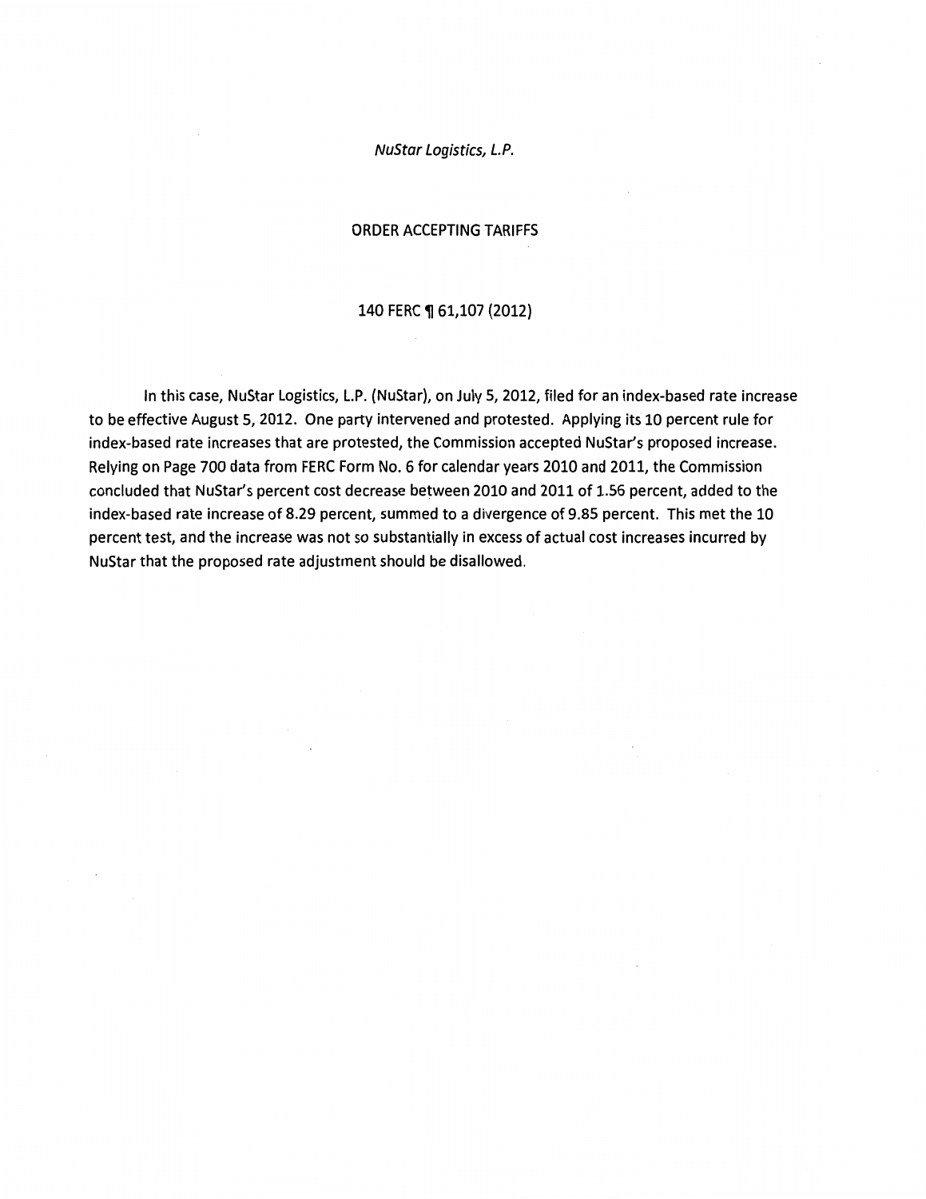*NuStar Logistics, L.P.*

ORDER ACCEPTING TARIFFS

140 FERC ¶ 61,107 (2012)

In this case, NuStar Logistics, L.P. (NuStar), on July 5, 2012, filed for an index-based rate increase to be effective August 5, 2012. One party intervened and protested. Applying its 10 percent rule for index-based rate increases that are protested, the Commission accepted NuStar's proposed increase. Relying on Page 700 data from FERC Form No. 6 for calendar years 2010 and 2011, the Commission concluded that NuStar's percent cost decrease between 2010 and 2011 of 1.56 percent, added to the index-based rate increase of 8.29 percent, summed to a divergence of 9.85 percent. This met the 10 percent test, and the increase was not so substantially in excess of actual cost increases incurred by NuStar that the proposed rate adjustment should be disallowed.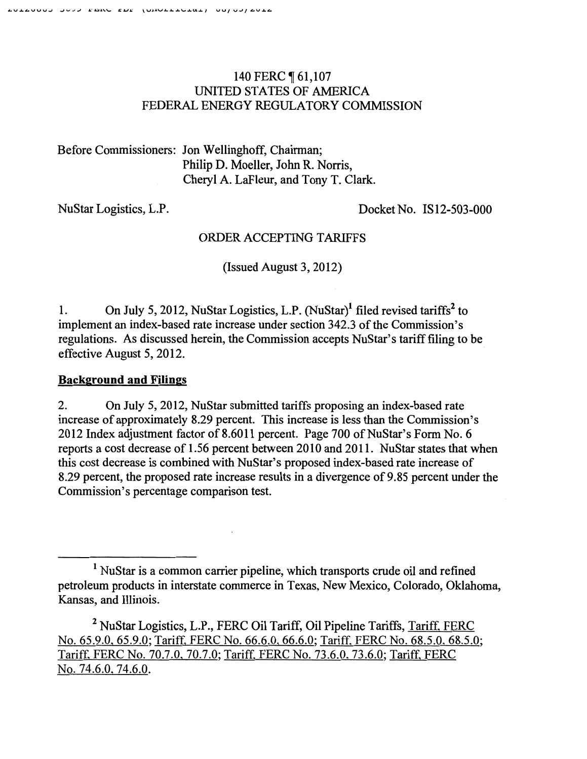140 FERC ¶ 61,107
UNITED STATES OF AMERICA
FEDERAL ENERGY REGULATORY COMMISSION

Before Commissioners: Jon Wellinghoff, Chairman;
Philip D. Moeller, John R. Norris,
Cheryl A. LaFleur, and Tony T. Clark.

NuStar Logistics, L.P. Docket No. IS12-503-000

ORDER ACCEPTING TARIFFS

(Issued August 3, 2012)

1. On July 5, 2012, NuStar Logistics, L.P. (NuStar)[1] filed revised tariffs[2] to implement an index-based rate increase under section 342.3 of the Commission's regulations. As discussed herein, the Commission accepts NuStar's tariff filing to be effective August 5, 2012.

**Background and Filings**

2. On July 5, 2012, NuStar submitted tariffs proposing an index-based rate increase of approximately 8.29 percent. This increase is less than the Commission's 2012 Index adjustment factor of 8.6011 percent. Page 700 of NuStar's Form No. 6 reports a cost decrease of 1.56 percent between 2010 and 2011. NuStar states that when this cost decrease is combined with NuStar's proposed index-based rate increase of 8.29 percent, the proposed rate increase results in a divergence of 9.85 percent under the Commission's percentage comparison test.

---

[1] NuStar is a common carrier pipeline, which transports crude oil and refined petroleum products in interstate commerce in Texas, New Mexico, Colorado, Oklahoma, Kansas, and Illinois.

[2] NuStar Logistics, L.P., FERC Oil Tariff, Oil Pipeline Tariffs, Tariff, FERC No. 65.9.0, 65.9.0; Tariff, FERC No. 66.6.0, 66.6.0; Tariff, FERC No. 68.5.0, 68.5.0; Tariff, FERC No. 70.7.0, 70.7.0; Tariff, FERC No. 73.6.0, 73.6.0; Tariff, FERC No. 74.6.0, 74.6.0.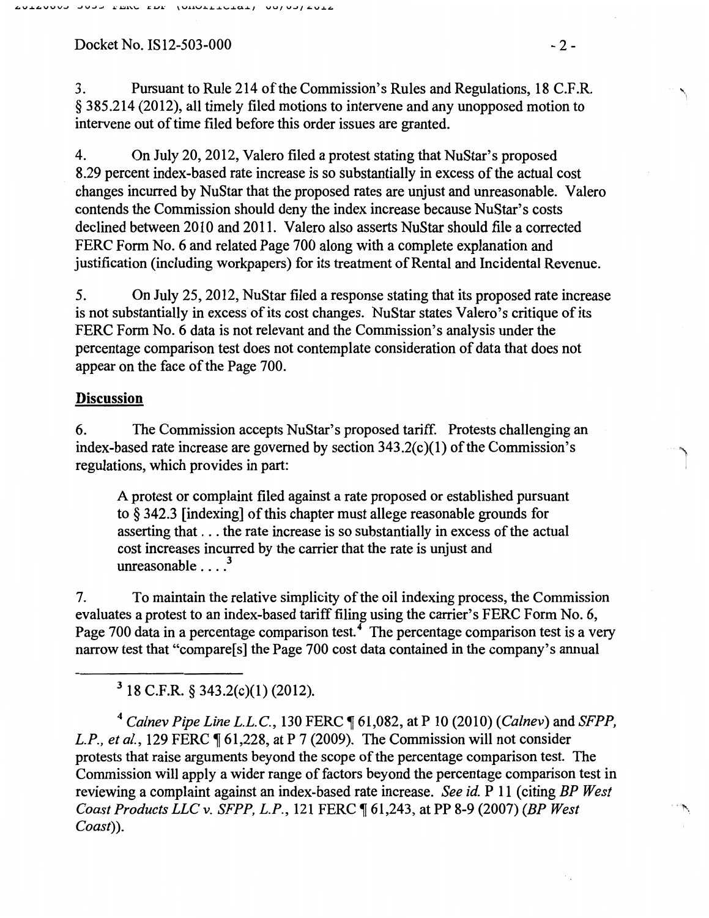3. Pursuant to Rule 214 of the Commission's Rules and Regulations, 18 C.F.R. § 385.214 (2012), all timely filed motions to intervene and any unopposed motion to intervene out of time filed before this order issues are granted.

4. On July 20, 2012, Valero filed a protest stating that NuStar's proposed 8.29 percent index-based rate increase is so substantially in excess of the actual cost changes incurred by NuStar that the proposed rates are unjust and unreasonable. Valero contends the Commission should deny the index increase because NuStar's costs declined between 2010 and 2011. Valero also asserts NuStar should file a corrected FERC Form No. 6 and related Page 700 along with a complete explanation and justification (including workpapers) for its treatment of Rental and Incidental Revenue.

5. On July 25, 2012, NuStar filed a response stating that its proposed rate increase is not substantially in excess of its cost changes. NuStar states Valero's critique of its FERC Form No. 6 data is not relevant and the Commission's analysis under the percentage comparison test does not contemplate consideration of data that does not appear on the face of the Page 700.

## Discussion

6. The Commission accepts NuStar's proposed tariff. Protests challenging an index-based rate increase are governed by section 343.2(c)(1) of the Commission's regulations, which provides in part:

> A protest or complaint filed against a rate proposed or established pursuant to § 342.3 [indexing] of this chapter must allege reasonable grounds for asserting that . . . the rate increase is so substantially in excess of the actual cost increases incurred by the carrier that the rate is unjust and unreasonable . . . .[3]

7. To maintain the relative simplicity of the oil indexing process, the Commission evaluates a protest to an index-based tariff filing using the carrier's FERC Form No. 6, Page 700 data in a percentage comparison test.[4] The percentage comparison test is a very narrow test that "compare[s] the Page 700 cost data contained in the company's annual

---

[3] 18 C.F.R. § 343.2(c)(1) (2012).

[4] *Calnev Pipe Line L.L.C.*, 130 FERC ¶ 61,082, at P 10 (2010) (*Calnev*) and *SFPP, L.P., et al.*, 129 FERC ¶ 61,228, at P 7 (2009). The Commission will not consider protests that raise arguments beyond the scope of the percentage comparison test. The Commission will apply a wider range of factors beyond the percentage comparison test in reviewing a complaint against an index-based rate increase. *See id.* P 11 (citing *BP West Coast Products LLC v. SFPP, L.P.*, 121 FERC ¶ 61,243, at PP 8-9 (2007) (*BP West Coast*)).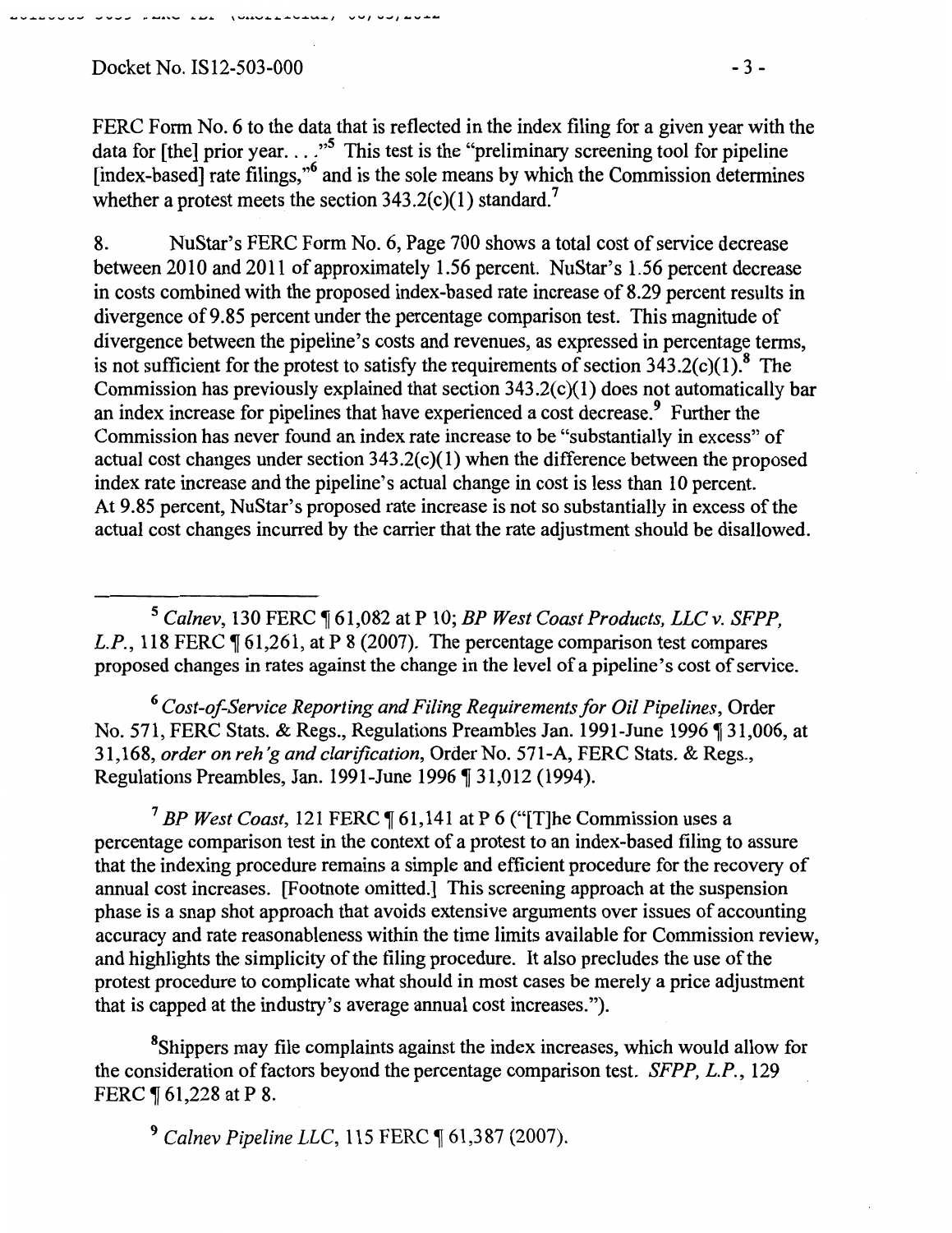FERC Form No. 6 to the data that is reflected in the index filing for a given year with the data for [the] prior year. . . ."[5] This test is the "preliminary screening tool for pipeline [index-based] rate filings,"[6] and is the sole means by which the Commission determines whether a protest meets the section 343.2(c)(1) standard.[7]

8. NuStar's FERC Form No. 6, Page 700 shows a total cost of service decrease between 2010 and 2011 of approximately 1.56 percent. NuStar's 1.56 percent decrease in costs combined with the proposed index-based rate increase of 8.29 percent results in divergence of 9.85 percent under the percentage comparison test. This magnitude of divergence between the pipeline's costs and revenues, as expressed in percentage terms, is not sufficient for the protest to satisfy the requirements of section 343.2(c)(1).[8] The Commission has previously explained that section 343.2(c)(1) does not automatically bar an index increase for pipelines that have experienced a cost decrease.[9] Further the Commission has never found an index rate increase to be "substantially in excess" of actual cost changes under section 343.2(c)(1) when the difference between the proposed index rate increase and the pipeline's actual change in cost is less than 10 percent. At 9.85 percent, NuStar's proposed rate increase is not so substantially in excess of the actual cost changes incurred by the carrier that the rate adjustment should be disallowed.

---

[5] *Calnev*, 130 FERC ¶ 61,082 at P 10; *BP West Coast Products, LLC v. SFPP, L.P.*, 118 FERC ¶ 61,261, at P 8 (2007). The percentage comparison test compares proposed changes in rates against the change in the level of a pipeline's cost of service.

[6] *Cost-of-Service Reporting and Filing Requirements for Oil Pipelines*, Order No. 571, FERC Stats. & Regs., Regulations Preambles Jan. 1991-June 1996 ¶ 31,006, at 31,168, *order on reh'g and clarification*, Order No. 571-A, FERC Stats. & Regs., Regulations Preambles, Jan. 1991-June 1996 ¶ 31,012 (1994).

[7] *BP West Coast*, 121 FERC ¶ 61,141 at P 6 ("[T]he Commission uses a percentage comparison test in the context of a protest to an index-based filing to assure that the indexing procedure remains a simple and efficient procedure for the recovery of annual cost increases. [Footnote omitted.] This screening approach at the suspension phase is a snap shot approach that avoids extensive arguments over issues of accounting accuracy and rate reasonableness within the time limits available for Commission review, and highlights the simplicity of the filing procedure. It also precludes the use of the protest procedure to complicate what should in most cases be merely a price adjustment that is capped at the industry's average annual cost increases.").

[8] Shippers may file complaints against the index increases, which would allow for the consideration of factors beyond the percentage comparison test. *SFPP, L.P.*, 129 FERC ¶ 61,228 at P 8.

[9] *Calnev Pipeline LLC*, 115 FERC ¶ 61,387 (2007).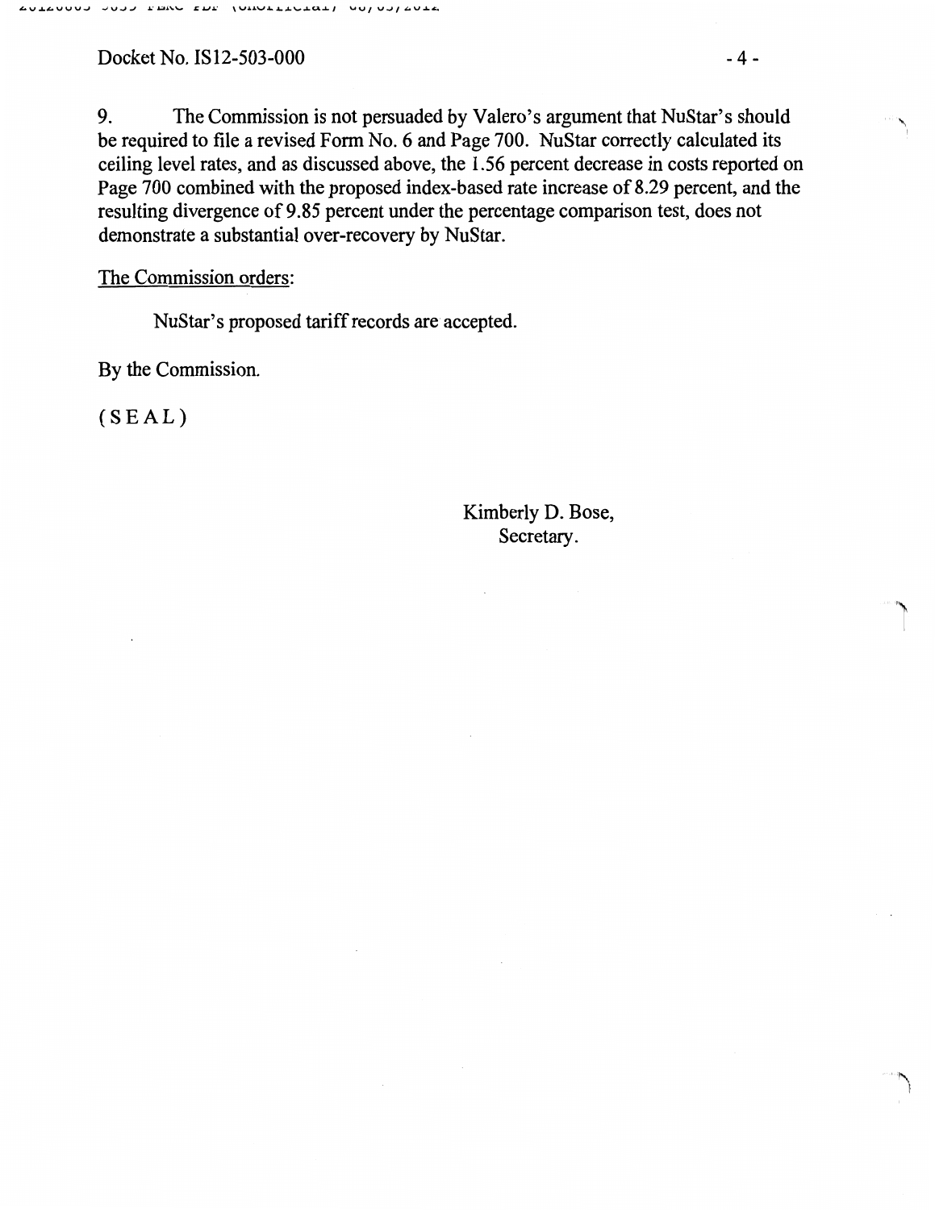9. The Commission is not persuaded by Valero's argument that NuStar's should be required to file a revised Form No. 6 and Page 700. NuStar correctly calculated its ceiling level rates, and as discussed above, the 1.56 percent decrease in costs reported on Page 700 combined with the proposed index-based rate increase of 8.29 percent, and the resulting divergence of 9.85 percent under the percentage comparison test, does not demonstrate a substantial over-recovery by NuStar.

The Commission orders:

NuStar's proposed tariff records are accepted.

By the Commission.

( S E A L )

Kimberly D. Bose,
Secretary.